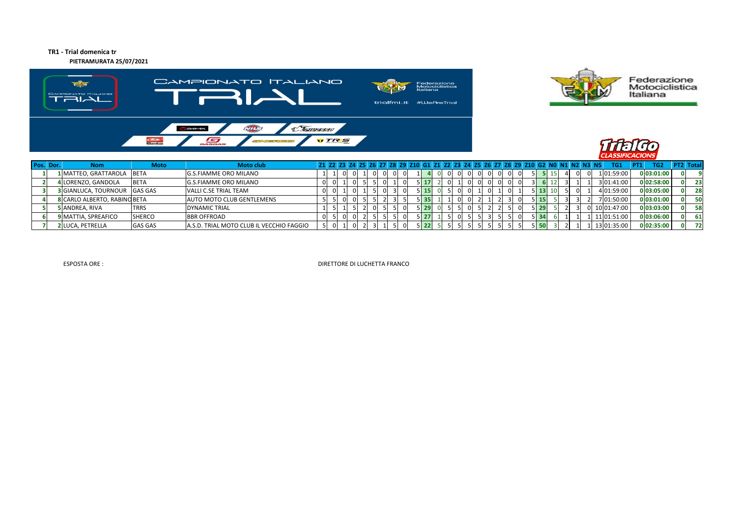**TR1 - Trial domenica tr**

**PIETRAMURATA 25/07/2021**

CAMPIONATO ITALIANO TRIAL

Federazione Motociclistica Italiana

trialfmi.it #WeAreTrial

TrialGo CLASSIFICACIONS

| Pos. | Dor. | Nom | Moto | Moto club | Z1 | Z2 | Z3 | Z4 | Z5 | Z6 | Z7 | Z8 | Z9 | Z10 | G1 | Z1 | Z2 | Z3 | Z4 | Z5 | Z6 | Z7 | Z8 | Z9 | Z10 | G2 | N0 | N1 | N2 | N3 | N5 | TG1 | PT1 | TG2 | PT2 | Total |
|---|---|---|---|---|---|---|---|---|---|---|---|---|---|---|---|---|---|---|---|---|---|---|---|---|---|---|---|---|---|---|---|---|---|---|---|---|
| 1 | 1 | MATTEO, GRATTAROLA | BETA | G.S.FIAMME ORO MILANO | 1 | 1 | 0 | 0 | 1 | 0 | 0 | 0 | 0 | 1 | 4 | 0 | 0 | 0 | 0 | 0 | 0 | 0 | 0 | 0 | 5 | 5 | 15 | 4 | 0 | 0 | 1 | 01:59:00 | 0 | 03:01:00 | 0 | 9 |
| 2 | 4 | LORENZO, GANDOLA | BETA | G.S.FIAMME ORO MILANO | 0 | 0 | 1 | 0 | 5 | 5 | 0 | 1 | 0 | 5 | 17 | 2 | 0 | 1 | 0 | 0 | 0 | 0 | 0 | 0 | 3 | 6 | 12 | 3 | 1 | 1 | 3 | 01:41:00 | 0 | 02:58:00 | 0 | 23 |
| 3 | 3 | GIANLUCA, TOURNOUR | GAS GAS | VALLI C.SE TRIAL TEAM | 0 | 0 | 1 | 0 | 1 | 5 | 0 | 3 | 0 | 5 | 15 | 0 | 5 | 0 | 0 | 1 | 0 | 1 | 0 | 1 | 5 | 13 | 10 | 5 | 0 | 1 | 4 | 01:59:00 | 0 | 03:05:00 | 0 | 28 |
| 4 | 8 | CARLO ALBERTO, RABINO | BETA | AUTO MOTO CLUB GENTLEMENS | 5 | 5 | 0 | 0 | 5 | 5 | 2 | 3 | 5 | 5 | 35 | 1 | 1 | 0 | 0 | 2 | 1 | 2 | 3 | 0 | 5 | 15 | 5 | 3 | 3 | 2 | 7 | 01:50:00 | 0 | 03:01:00 | 0 | 50 |
| 5 | 5 | ANDREA, RIVA | TRRS | DYNAMIC TRIAL | 1 | 5 | 1 | 5 | 2 | 0 | 5 | 5 | 0 | 5 | 29 | 0 | 5 | 5 | 0 | 5 | 2 | 2 | 5 | 0 | 5 | 29 | 5 | 2 | 3 | 0 | 10 | 01:47:00 | 0 | 03:03:00 | 0 | 58 |
| 6 | 9 | MATTIA, SPREAFICO | SHERCO | BBR OFFROAD | 0 | 5 | 0 | 0 | 2 | 5 | 5 | 5 | 0 | 5 | 27 | 1 | 5 | 0 | 5 | 5 | 3 | 5 | 5 | 0 | 5 | 34 | 6 | 1 | 1 | 1 | 11 | 01:51:00 | 0 | 03:06:00 | 0 | 61 |
| 7 | 2 | LUCA, PETRELLA | GAS GAS | A.S.D. TRIAL MOTO CLUB IL VECCHIO FAGGIO | 5 | 0 | 1 | 0 | 2 | 3 | 1 | 5 | 0 | 5 | 22 | 5 | 5 | 5 | 5 | 5 | 5 | 5 | 5 | 5 | 5 | 50 | 3 | 2 | 1 | 1 | 13 | 01:35:00 | 0 | 02:35:00 | 0 | 72 |

ESPOSTA ORE :

DIRETTORE DI LUCHETTA FRANCO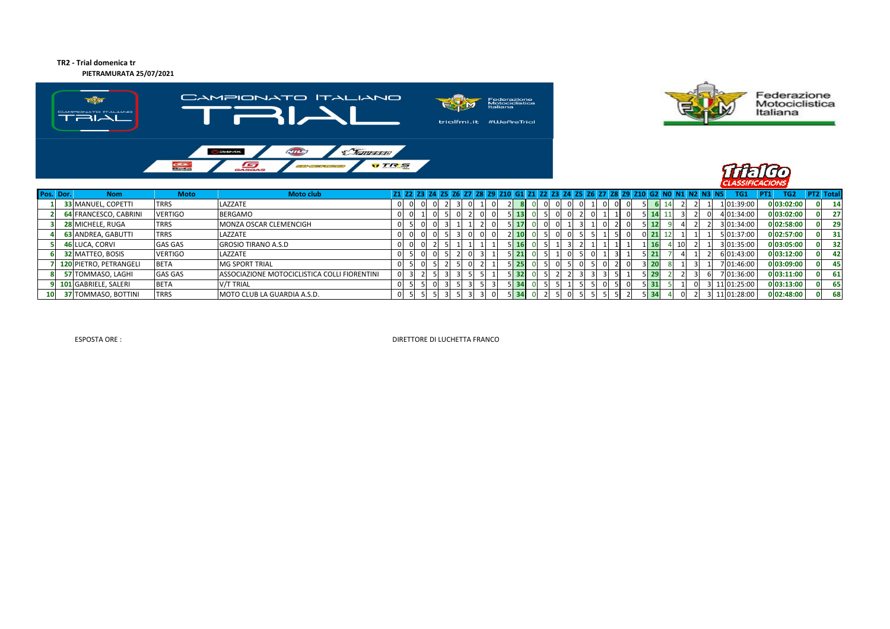**TR2 - Trial domenica tr**

**PIETRAMURATA 25/07/2021**

| Pos. | Dor. | Nom | Moto | Moto club | Z1 | Z2 | Z3 | Z4 | Z5 | Z6 | Z7 | Z8 | Z9 | Z10 | G1 | Z1 | Z2 | Z3 | Z4 | Z5 | Z6 | Z7 | Z8 | Z9 | Z10 | G2 | N0 | N1 | N2 | N3 | N5 | TG1 | PT1 | TG2 | PT2 | Total |
|---|---|---|---|---|---|---|---|---|---|---|---|---|---|---|---|---|---|---|---|---|---|---|---|---|---|---|---|---|---|---|---|---|---|---|---|---|
| 1 | 33 | MANUEL, COPETTI | TRRS | LAZZATE | 0 | 0 | 0 | 0 | 2 | 3 | 0 | 1 | 0 | 2 | 8 | 0 | 0 | 0 | 0 | 0 | 1 | 0 | 0 | 0 | 5 | 6 | 14 | 2 | 2 | 1 | 1 | 01:39:00 | 0 | 03:02:00 | 0 | 14 |
| 2 | 64 | FRANCESCO, CABRINI | VERTIGO | BERGAMO | 0 | 0 | 1 | 0 | 5 | 0 | 2 | 0 | 0 | 5 | 13 | 0 | 5 | 0 | 0 | 2 | 0 | 1 | 1 | 0 | 5 | 14 | 11 | 3 | 2 | 0 | 4 | 01:34:00 | 0 | 03:02:00 | 0 | 27 |
| 3 | 28 | MICHELE, RUGA | TRRS | MONZA OSCAR CLEMENCIGH | 0 | 5 | 0 | 0 | 3 | 1 | 1 | 2 | 0 | 5 | 17 | 0 | 0 | 0 | 1 | 3 | 1 | 0 | 2 | 0 | 5 | 12 | 9 | 4 | 2 | 2 | 3 | 01:34:00 | 0 | 02:58:00 | 0 | 29 |
| 4 | 63 | ANDREA, GABUTTI | TRRS | LAZZATE | 0 | 0 | 0 | 0 | 5 | 3 | 0 | 0 | 0 | 2 | 10 | 0 | 5 | 0 | 0 | 5 | 5 | 1 | 5 | 0 | 0 | 21 | 12 | 1 | 1 | 1 | 5 | 01:37:00 | 0 | 02:57:00 | 0 | 31 |
| 5 | 46 | LUCA, CORVI | GAS GAS | GROSIO TIRANO A.S.D | 0 | 0 | 0 | 2 | 5 | 1 | 1 | 1 | 1 | 5 | 16 | 0 | 5 | 1 | 3 | 2 | 1 | 1 | 1 | 1 | 1 | 16 | 4 | 10 | 2 | 1 | 3 | 01:35:00 | 0 | 03:05:00 | 0 | 32 |
| 6 | 32 | MATTEO, BOSIS | VERTIGO | LAZZATE | 0 | 5 | 0 | 0 | 5 | 2 | 0 | 3 | 1 | 5 | 21 | 0 | 5 | 1 | 0 | 5 | 0 | 1 | 3 | 1 | 5 | 21 | 7 | 4 | 1 | 2 | 6 | 01:43:00 | 0 | 03:12:00 | 0 | 42 |
| 7 | 120 | PIETRO, PETRANGELI | BETA | MG SPORT TRIAL | 0 | 5 | 0 | 5 | 2 | 5 | 0 | 2 | 1 | 5 | 25 | 0 | 5 | 0 | 5 | 0 | 5 | 0 | 2 | 0 | 3 | 20 | 8 | 1 | 3 | 1 | 7 | 01:46:00 | 0 | 03:09:00 | 0 | 45 |
| 8 | 57 | TOMMASO, LAGHI | GAS GAS | ASSOCIAZIONE MOTOCICLISTICA COLLI FIORENTINI | 0 | 3 | 2 | 5 | 3 | 3 | 5 | 5 | 1 | 5 | 32 | 0 | 5 | 2 | 2 | 3 | 3 | 3 | 5 | 1 | 5 | 29 | 2 | 2 | 3 | 6 | 7 | 01:36:00 | 0 | 03:11:00 | 0 | 61 |
| 9 | 101 | GABRIELE, SALERI | BETA | V/T TRIAL | 0 | 5 | 5 | 0 | 3 | 5 | 3 | 5 | 3 | 5 | 34 | 0 | 5 | 5 | 1 | 5 | 5 | 0 | 5 | 0 | 5 | 31 | 5 | 1 | 0 | 3 | 11 | 01:25:00 | 0 | 03:13:00 | 0 | 65 |
| 10 | 37 | TOMMASO, BOTTINI | TRRS | MOTO CLUB LA GUARDIA A.S.D. | 0 | 5 | 5 | 5 | 3 | 5 | 3 | 3 | 0 | 5 | 34 | 0 | 2 | 5 | 0 | 5 | 5 | 5 | 5 | 2 | 5 | 34 | 4 | 0 | 2 | 3 | 11 | 01:28:00 | 0 | 02:48:00 | 0 | 68 |

ESPOSTA ORE :

DIRETTORE DI LUCHETTA FRANCO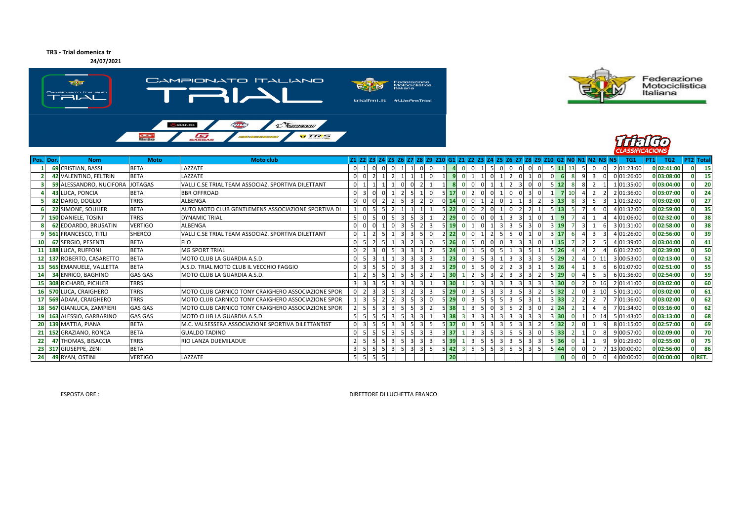**TR3 - Trial domenica tr**

**24/07/2021**

| Pos. | Dor. | Nom | Moto | Moto club | Z1 | Z2 | Z3 | Z4 | Z5 | Z6 | Z7 | Z8 | Z9 | Z10 | G1 | Z1 | Z2 | Z3 | Z4 | Z5 | Z6 | Z7 | Z8 | Z9 | Z10 | G2 | N0 | N1 | N2 | N3 | N5 | TG1 | PT1 | TG2 | PT2 | Total |
|---|---|---|---|---|---|---|---|---|---|---|---|---|---|---|---|---|---|---|---|---|---|---|---|---|---|---|---|---|---|---|---|---|---|---|---|---|
| 1 | 69 | CRISTIAN, BASSI | BETA | LAZZATE | 0 | 1 | 0 | 0 | 0 | 1 | 1 | 0 | 0 | 1 | 4 | 0 | 0 | 1 | 5 | 0 | 0 | 0 | 0 | 0 | 5 | 11 | 13 | 5 | 0 | 0 | 2 | 01:23:00 | 0 | 02:41:00 | 0 | 15 |
| 2 | 42 | VALENTINO, FELTRIN | BETA | LAZZATE | 0 | 0 | 2 | 1 | 2 | 1 | 1 | 1 | 0 | 1 | 9 | 0 | 1 | 1 | 0 | 1 | 2 | 0 | 1 | 0 | 0 | 6 | 8 | 9 | 3 | 0 | 0 | 01:26:00 | 0 | 03:08:00 | 0 | 15 |
| 3 | 59 | ALESSANDRO, NUCIFORA | JOTAGAS | VALLI C.SE TRIAL TEAM ASSOCIAZ. SPORTIVA DILETTANT | 0 | 1 | 1 | 1 | 1 | 0 | 0 | 2 | 1 | 1 | 8 | 0 | 0 | 0 | 1 | 1 | 2 | 3 | 0 | 0 | 5 | 12 | 8 | 8 | 2 | 1 | 1 | 01:35:00 | 0 | 03:04:00 | 0 | 20 |
| 4 | 43 | LUCA, PONCIA | BETA | BBR OFFROAD | 0 | 3 | 0 | 0 | 1 | 2 | 5 | 1 | 0 | 5 | 17 | 0 | 2 | 0 | 0 | 1 | 0 | 0 | 3 | 0 | 1 | 7 | 10 | 4 | 2 | 2 | 2 | 01:36:00 | 0 | 03:07:00 | 0 | 24 |
| 5 | 82 | DARIO, DOGLIO | TRRS | ALBENGA | 0 | 0 | 0 | 2 | 2 | 5 | 3 | 2 | 0 | 0 | 14 | 0 | 0 | 1 | 2 | 0 | 1 | 1 | 3 | 2 | 3 | 13 | 8 | 3 | 5 | 3 | 1 | 01:32:00 | 0 | 03:02:00 | 0 | 27 |
| 6 | 22 | SIMONE, SOULIER | BETA | AUTO MOTO CLUB GENTLEMENS ASSOCIAZIONE SPORTIVA DI | 1 | 0 | 5 | 5 | 2 | 1 | 1 | 1 | 1 | 5 | 22 | 0 | 0 | 2 | 0 | 1 | 0 | 2 | 2 | 1 | 5 | 13 | 5 | 7 | 4 | 0 | 4 | 01:32:00 | 0 | 02:59:00 | 0 | 35 |
| 7 | 150 | DANIELE, TOSINI | TRRS | DYNAMIC TRIAL | 5 | 0 | 5 | 0 | 5 | 3 | 5 | 3 | 1 | 2 | 29 | 0 | 0 | 0 | 0 | 1 | 3 | 3 | 1 | 0 | 1 | 9 | 7 | 4 | 1 | 4 | 4 | 01:06:00 | 0 | 02:32:00 | 0 | 38 |
| 8 | 62 | EDOARDO, BRUSATIN | VERTIGO | ALBENGA | 0 | 0 | 0 | 1 | 0 | 3 | 5 | 2 | 3 | 5 | 19 | 0 | 1 | 0 | 1 | 3 | 3 | 5 | 3 | 0 | 3 | 19 | 7 | 3 | 1 | 6 | 3 | 01:31:00 | 0 | 02:58:00 | 0 | 38 |
| 9 | 561 | FRANCESCO, TITLI | SHERCO | VALLI C.SE TRIAL TEAM ASSOCIAZ. SPORTIVA DILETTANT | 0 | 1 | 2 | 5 | 1 | 3 | 3 | 5 | 0 | 2 | 22 | 0 | 0 | 1 | 2 | 5 | 5 | 0 | 1 | 0 | 3 | 17 | 6 | 4 | 3 | 3 | 4 | 01:26:00 | 0 | 02:56:00 | 0 | 39 |
| 10 | 67 | SERGIO, PESENTI | BETA | FLO | 0 | 5 | 2 | 5 | 1 | 3 | 2 | 3 | 0 | 5 | 26 | 0 | 5 | 0 | 0 | 0 | 3 | 3 | 3 | 0 | 1 | 15 | 7 | 2 | 2 | 5 | 4 | 01:39:00 | 0 | 03:04:00 | 0 | 41 |
| 11 | 188 | LUCA, RUFFONI | BETA | MG SPORT TRIAL | 0 | 2 | 3 | 0 | 5 | 3 | 3 | 1 | 2 | 5 | 24 | 0 | 1 | 5 | 0 | 5 | 1 | 3 | 5 | 1 | 5 | 26 | 4 | 4 | 2 | 4 | 6 | 01:22:00 | 0 | 02:39:00 | 0 | 50 |
| 12 | 137 | ROBERTO, CASARETTO | BETA | MOTO CLUB LA GUARDIA A.S.D. | 0 | 5 | 3 | 1 | 1 | 3 | 3 | 3 | 3 | 1 | 23 | 0 | 3 | 5 | 3 | 1 | 3 | 3 | 3 | 3 | 5 | 29 | 2 | 4 | 0 | 11 | 3 | 00:53:00 | 0 | 02:13:00 | 0 | 52 |
| 13 | 565 | EMANUELE, VALLETTA | BETA | A.S.D. TRIAL MOTO CLUB IL VECCHIO FAGGIO | 0 | 3 | 5 | 5 | 0 | 3 | 3 | 3 | 2 | 5 | 29 | 0 | 5 | 5 | 0 | 2 | 2 | 3 | 3 | 1 | 5 | 26 | 4 | 1 | 3 | 6 | 6 | 01:07:00 | 0 | 02:51:00 | 0 | 55 |
| 14 | 34 | ENRICO, BAGHINO | GAS GAS | MOTO CLUB LA GUARDIA A.S.D. | 1 | 2 | 5 | 5 | 1 | 5 | 5 | 3 | 2 | 1 | 30 | 1 | 2 | 5 | 3 | 2 | 3 | 3 | 3 | 2 | 5 | 29 | 0 | 4 | 5 | 5 | 6 | 01:36:00 | 0 | 02:54:00 | 0 | 59 |
| 15 | 308 | RICHARD, PICHLER | TRRS | | 3 | 3 | 3 | 5 | 3 | 3 | 3 | 3 | 3 | 1 | 30 | 1 | 5 | 3 | 3 | 3 | 3 | 3 | 3 | 3 | 3 | 30 | 0 | 2 | 0 | 16 | 2 | 01:41:00 | 0 | 03:02:00 | 0 | 60 |
| 16 | 570 | LUCA, CRAIGHERO | TRRS | MOTO CLUB CARNICO TONY CRAIGHERO ASSOCIAZIONE SPOR | 0 | 2 | 3 | 3 | 5 | 3 | 2 | 3 | 3 | 5 | 29 | 0 | 3 | 5 | 3 | 3 | 3 | 5 | 3 | 2 | 5 | 32 | 2 | 0 | 3 | 10 | 5 | 01:31:00 | 0 | 03:02:00 | 0 | 61 |
| 17 | 569 | ADAM, CRAIGHERO | TRRS | MOTO CLUB CARNICO TONY CRAIGHERO ASSOCIAZIONE SPOR | 1 | 3 | 5 | 2 | 2 | 3 | 5 | 3 | 0 | 5 | 29 | 0 | 3 | 5 | 5 | 5 | 3 | 5 | 3 | 1 | 3 | 33 | 2 | 2 | 2 | 7 | 7 | 01:36:00 | 0 | 03:02:00 | 0 | 62 |
| 18 | 567 | GIANLUCA, ZAMPIERI | GAS GAS | MOTO CLUB CARNICO TONY CRAIGHERO ASSOCIAZIONE SPOR | 2 | 5 | 5 | 3 | 3 | 5 | 5 | 3 | 2 | 5 | 38 | 1 | 3 | 5 | 0 | 3 | 5 | 2 | 3 | 0 | 2 | 24 | 2 | 1 | 4 | 6 | 7 | 01:34:00 | 0 | 03:16:00 | 0 | 62 |
| 19 | 163 | ALESSIO, GARBARINO | GAS GAS | MOTO CLUB LA GUARDIA A.S.D. | 5 | 5 | 5 | 5 | 3 | 5 | 3 | 3 | 1 | 3 | 38 | 3 | 3 | 3 | 3 | 3 | 3 | 3 | 3 | 3 | 3 | 30 | 0 | 1 | 0 | 14 | 5 | 01:43:00 | 0 | 03:13:00 | 0 | 68 |
| 20 | 139 | MATTIA, PIANA | BETA | M.C. VALSESSERA ASSOCIAZIONE SPORTIVA DILETTANTIST | 0 | 3 | 5 | 5 | 3 | 3 | 5 | 3 | 5 | 5 | 37 | 0 | 3 | 5 | 3 | 3 | 5 | 3 | 3 | 2 | 5 | 32 | 2 | 0 | 1 | 9 | 8 | 01:15:00 | 0 | 02:57:00 | 0 | 69 |
| 21 | 152 | GRAZIANO, RONCA | BETA | GUALDO TADINO | 0 | 5 | 5 | 3 | 5 | 5 | 5 | 3 | 3 | 3 | 37 | 1 | 3 | 3 | 5 | 3 | 5 | 5 | 3 | 0 | 5 | 33 | 2 | 1 | 0 | 8 | 9 | 00:57:00 | 0 | 02:09:00 | 0 | 70 |
| 22 | 47 | THOMAS, BISACCIA | TRRS | RIO LANZA DUEMILADUE | 2 | 5 | 5 | 5 | 3 | 5 | 3 | 3 | 3 | 5 | 39 | 1 | 3 | 5 | 5 | 3 | 3 | 5 | 3 | 3 | 5 | 36 | 0 | 1 | 1 | 9 | 9 | 01:29:00 | 0 | 02:55:00 | 0 | 75 |
| 23 | 317 | GIUSEPPE, ZENI | BETA | | 3 | 5 | 5 | 5 | 3 | 5 | 3 | 3 | 5 | 5 | 42 | 3 | 5 | 5 | 5 | 3 | 5 | 5 | 3 | 5 | 5 | 44 | 0 | 0 | 0 | 7 | 13 | 00:00:00 | 0 | 02:56:00 | 0 | 86 |
| 24 | 49 | RYAN, OSTINI | VERTIGO | LAZZATE | 5 | 5 | 5 | 5 | | | | | | | 20 | | | | | | | | | | | 0 | 0 | 0 | 0 | 0 | 4 | 00:00:00 | 0 | 00:00:00 | 0 | RET. |

ESPOSTA ORE :

DIRETTORE DI LUCHETTA FRANCO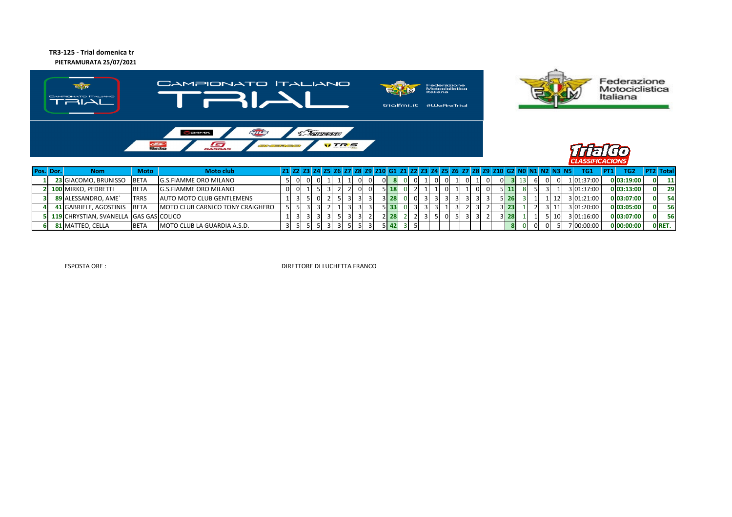**TR3-125 - Trial domenica tr**
**PIETRAMURATA 25/07/2021**

CAMPIONATO ITALIANO TRIAL

Federazione Motociclistica Italiana

trialfmi.it #WeAreTrial

TrialGo CLASSIFICACIONS

| Pos. | Dor. | Nom | Moto | Moto club | Z1 | Z2 | Z3 | Z4 | Z5 | Z6 | Z7 | Z8 | Z9 | Z10 | G1 | Z1 | Z2 | Z3 | Z4 | Z5 | Z6 | Z7 | Z8 | Z9 | Z10 | G2 | N0 | N1 | N2 | N3 | N5 | TG1 | PT1 | TG2 | PT2 | Total |
|---|---|---|---|---|---|---|---|---|---|---|---|---|---|---|---|---|---|---|---|---|---|---|---|---|---|---|---|---|---|---|---|---|---|---|---|---|
| 1 | 23 | GIACOMO, BRUNISSO | BETA | G.S.FIAMME ORO MILANO | 5 | 0 | 0 | 0 | 1 | 1 | 1 | 0 | 0 | 0 | 8 | 0 | 0 | 1 | 0 | 0 | 1 | 0 | 1 | 0 | 0 | 3 | 13 | 6 | 0 | 0 | 1 | 01:37:00 | 0 | 03:19:00 | 0 | 11 |
| 2 | 100 | MIRKO, PEDRETTI | BETA | G.S.FIAMME ORO MILANO | 0 | 0 | 1 | 5 | 3 | 2 | 2 | 0 | 0 | 5 | 18 | 0 | 2 | 1 | 1 | 0 | 1 | 1 | 0 | 0 | 5 | 11 | 8 | 5 | 3 | 1 | 3 | 01:37:00 | 0 | 03:13:00 | 0 | 29 |
| 3 | 89 | ALESSANDRO, AME` | TRRS | AUTO MOTO CLUB GENTLEMENS | 1 | 3 | 5 | 0 | 2 | 5 | 3 | 3 | 3 | 3 | 28 | 0 | 3 | 3 | 3 | 3 | 3 | 3 | 3 | 0 | 5 | 26 | 3 | 1 | 1 | 12 | 3 | 01:21:00 | 0 | 03:07:00 | 0 | 54 |
| 4 | 41 | GABRIELE, AGOSTINIS | BETA | MOTO CLUB CARNICO TONY CRAIGHERO | 5 | 5 | 3 | 3 | 2 | 1 | 3 | 3 | 3 | 5 | 33 | 0 | 3 | 3 | 3 | 1 | 3 | 2 | 3 | 2 | 3 | 23 | 1 | 2 | 3 | 11 | 3 | 01:20:00 | 0 | 03:05:00 | 0 | 56 |
| 5 | 119 | CHRYSTIAN, SVANELLA | GAS GAS | COLICO | 1 | 3 | 3 | 3 | 3 | 5 | 3 | 3 | 2 | 2 | 28 | 2 | 2 | 3 | 5 | 0 | 5 | 3 | 3 | 2 | 3 | 28 | 1 | 1 | 5 | 10 | 3 | 01:16:00 | 0 | 03:07:00 | 0 | 56 |
| 6 | 81 | MATTEO, CELLA | BETA | MOTO CLUB LA GUARDIA A.S.D. | 3 | 5 | 5 | 5 | 3 | 3 | 5 | 5 | 3 | 5 | 42 | 3 | 5 | | | | | | | | | 8 | 0 | 0 | 0 | 5 | 7 | 00:00:00 | 0 | 00:00:00 | 0 | RET. |

ESPOSTA ORE :

DIRETTORE DI LUCHETTA FRANCO